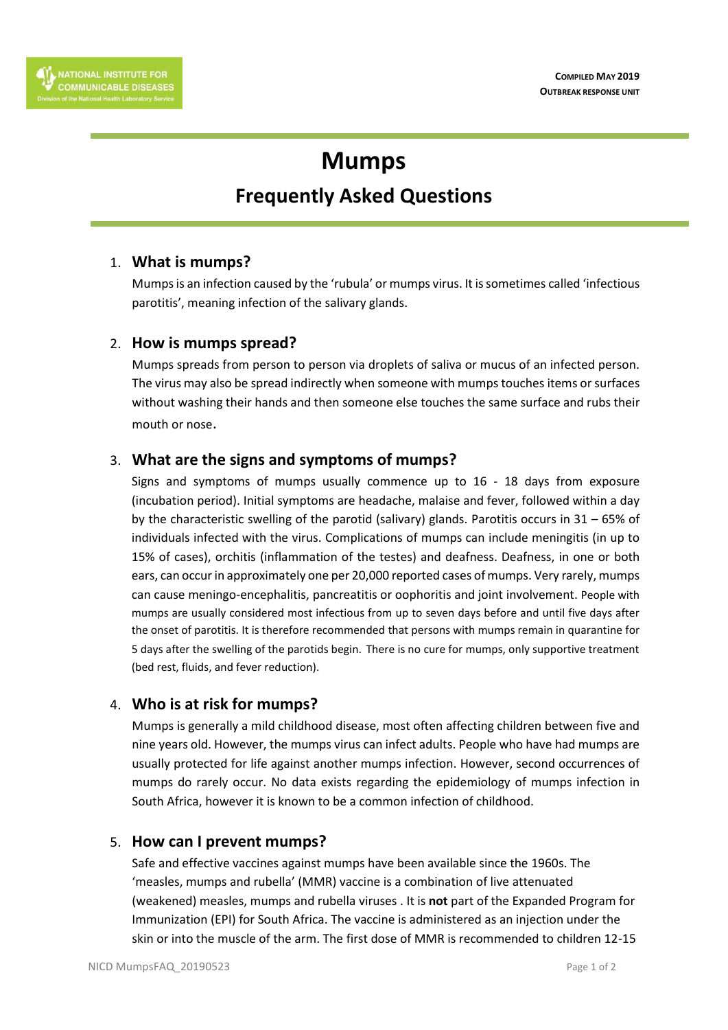NATIONAL INSTITUTE FOR COMMUNICABLE DISEASES
Division of the National Health Laboratory Service

**COMPILED MAY 2019**
**OUTBREAK RESPONSE UNIT**

# Mumps

## Frequently Asked Questions

1. **What is mumps?**

   Mumps is an infection caused by the 'rubula' or mumps virus. It is sometimes called 'infectious parotitis', meaning infection of the salivary glands.

2. **How is mumps spread?**

   Mumps spreads from person to person via droplets of saliva or mucus of an infected person. The virus may also be spread indirectly when someone with mumps touches items or surfaces without washing their hands and then someone else touches the same surface and rubs their mouth or nose.

3. **What are the signs and symptoms of mumps?**

   Signs and symptoms of mumps usually commence up to 16 - 18 days from exposure (incubation period). Initial symptoms are headache, malaise and fever, followed within a day by the characteristic swelling of the parotid (salivary) glands. Parotitis occurs in 31 – 65% of individuals infected with the virus. Complications of mumps can include meningitis (in up to 15% of cases), orchitis (inflammation of the testes) and deafness. Deafness, in one or both ears, can occur in approximately one per 20,000 reported cases of mumps. Very rarely, mumps can cause meningo-encephalitis, pancreatitis or oophoritis and joint involvement. People with mumps are usually considered most infectious from up to seven days before and until five days after the onset of parotitis. It is therefore recommended that persons with mumps remain in quarantine for 5 days after the swelling of the parotids begin. There is no cure for mumps, only supportive treatment (bed rest, fluids, and fever reduction).

4. **Who is at risk for mumps?**

   Mumps is generally a mild childhood disease, most often affecting children between five and nine years old. However, the mumps virus can infect adults. People who have had mumps are usually protected for life against another mumps infection. However, second occurrences of mumps do rarely occur. No data exists regarding the epidemiology of mumps infection in South Africa, however it is known to be a common infection of childhood.

5. **How can I prevent mumps?**

   Safe and effective vaccines against mumps have been available since the 1960s. The 'measles, mumps and rubella' (MMR) vaccine is a combination of live attenuated (weakened) measles, mumps and rubella viruses . It is **not** part of the Expanded Program for Immunization (EPI) for South Africa. The vaccine is administered as an injection under the skin or into the muscle of the arm. The first dose of MMR is recommended to children 12-15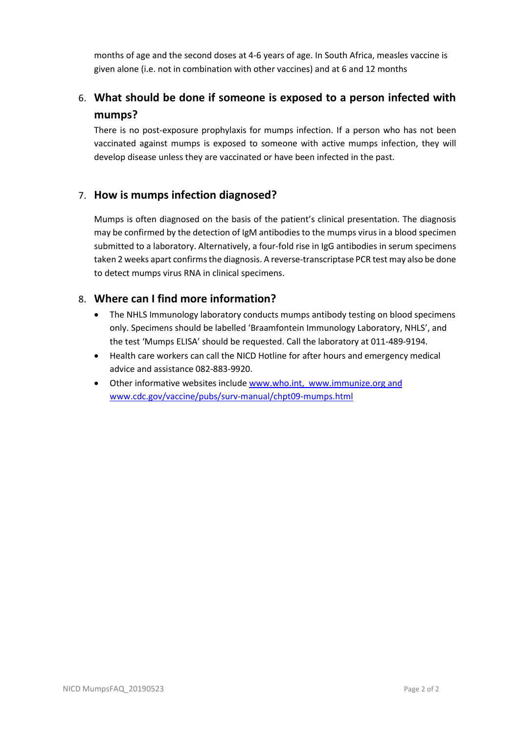months of age and the second doses at 4-6 years of age. In South Africa, measles vaccine is given alone (i.e. not in combination with other vaccines) and at 6 and 12 months

6. **What should be done if someone is exposed to a person infected with mumps?**

   There is no post-exposure prophylaxis for mumps infection. If a person who has not been vaccinated against mumps is exposed to someone with active mumps infection, they will develop disease unless they are vaccinated or have been infected in the past.

7. **How is mumps infection diagnosed?**

   Mumps is often diagnosed on the basis of the patient's clinical presentation. The diagnosis may be confirmed by the detection of IgM antibodies to the mumps virus in a blood specimen submitted to a laboratory. Alternatively, a four-fold rise in IgG antibodies in serum specimens taken 2 weeks apart confirms the diagnosis. A reverse-transcriptase PCR test may also be done to detect mumps virus RNA in clinical specimens.

8. **Where can I find more information?**

   - The NHLS Immunology laboratory conducts mumps antibody testing on blood specimens only. Specimens should be labelled 'Braamfontein Immunology Laboratory, NHLS', and the test 'Mumps ELISA' should be requested. Call the laboratory at 011-489-9194.
   - Health care workers can call the NICD Hotline for after hours and emergency medical advice and assistance 082-883-9920.
   - Other informative websites include www.who.int, www.immunize.org and www.cdc.gov/vaccine/pubs/surv-manual/chpt09-mumps.html